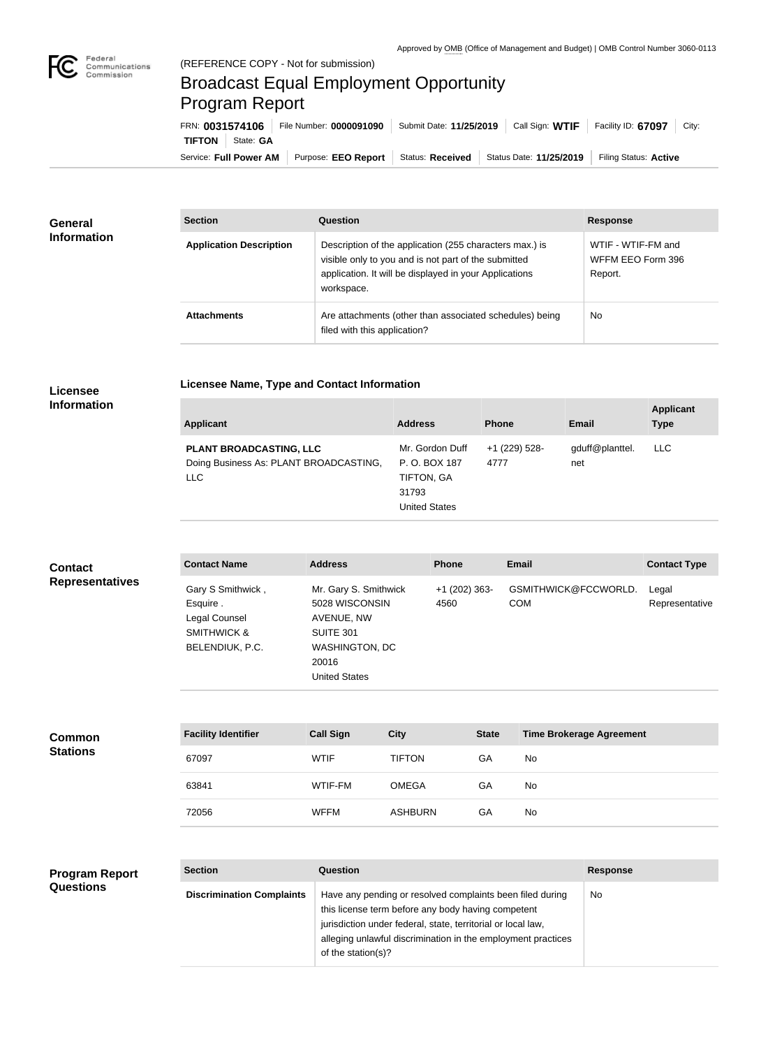Approved by OMB (Office of Management and Budget) | OMB Control Number 3060-0113

Federal Communications Commission

(REFERENCE COPY - Not for submission)

# Broadcast Equal Employment Opportunity Program Report

FRN: **0031574106** | File Number: **0000091090** | Submit Date: **11/25/2019** | Call Sign: **WTIF** | Facility ID: **67097** | City: **TIFTON** | State: **GA**

Service: **Full Power AM** | Purpose: **EEO Report** | Status: **Received** | Status Date: **11/25/2019** | Filing Status: **Active**

## General Information

| Section | Question | Response |
|---|---|---|
| **Application Description** | Description of the application (255 characters max.) is visible only to you and is not part of the submitted application. It will be displayed in your Applications workspace. | WTIF - WTIF-FM and WFFM EEO Form 396 Report. |
| **Attachments** | Are attachments (other than associated schedules) being filed with this application? | No |

## Licensee Information

### Licensee Name, Type and Contact Information

| Applicant | Address | Phone | Email | Applicant Type |
|---|---|---|---|---|
| **PLANT BROADCASTING, LLC**<br>Doing Business As: PLANT BROADCASTING, LLC | Mr. Gordon Duff<br>P. O. BOX 187<br>TIFTON, GA 31793<br>United States | +1 (229) 528-4777 | gduff@planttel.net | LLC |

## Contact Representatives

| Contact Name | Address | Phone | Email | Contact Type |
|---|---|---|---|---|
| Gary S Smithwick , Esquire .<br>Legal Counsel<br>SMITHWICK & BELENDIUK, P.C. | Mr. Gary S. Smithwick<br>5028 WISCONSIN AVENUE, NW<br>SUITE 301<br>WASHINGTON, DC 20016<br>United States | +1 (202) 363-4560 | GSMITHWICK@FCCWORLD.COM | Legal Representative |

## Common Stations

| Facility Identifier | Call Sign | City | State | Time Brokerage Agreement |
|---|---|---|---|---|
| 67097 | WTIF | TIFTON | GA | No |
| 63841 | WTIF-FM | OMEGA | GA | No |
| 72056 | WFFM | ASHBURN | GA | No |

## Program Report Questions

| Section | Question | Response |
|---|---|---|
| **Discrimination Complaints** | Have any pending or resolved complaints been filed during this license term before any body having competent jurisdiction under federal, state, territorial or local law, alleging unlawful discrimination in the employment practices of the station(s)? | No |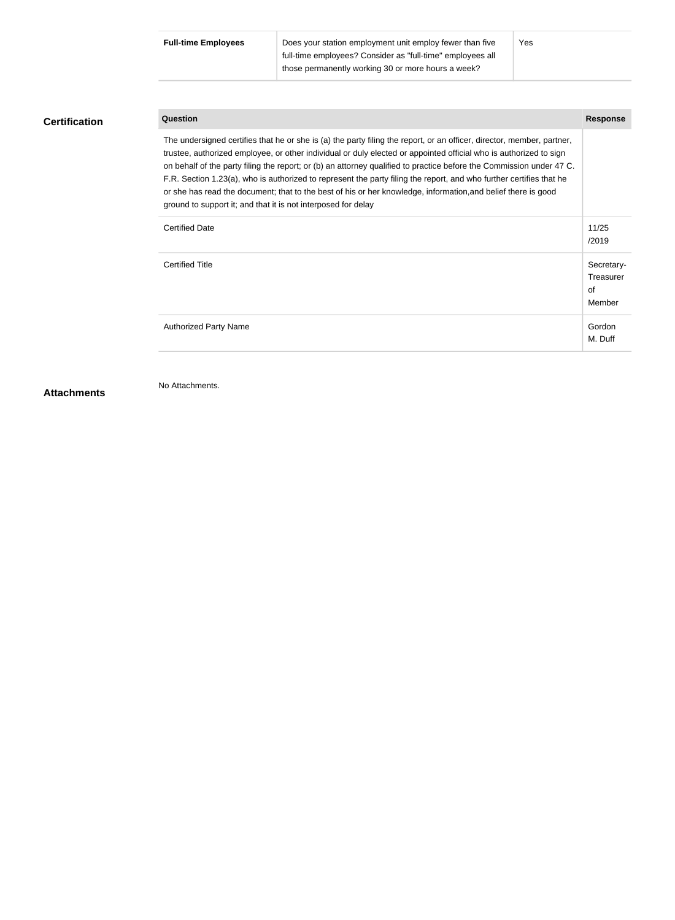| | | |
|---|---|---|
| **Full-time Employees** | Does your station employment unit employ fewer than five full-time employees? Consider as "full-time" employees all those permanently working 30 or more hours a week? | Yes |

## Certification

| Question | Response |
|---|---|
| The undersigned certifies that he or she is (a) the party filing the report, or an officer, director, member, partner, trustee, authorized employee, or other individual or duly elected or appointed official who is authorized to sign on behalf of the party filing the report; or (b) an attorney qualified to practice before the Commission under 47 C.F.R. Section 1.23(a), who is authorized to represent the party filing the report, and who further certifies that he or she has read the document; that to the best of his or her knowledge, information,and belief there is good ground to support it; and that it is not interposed for delay | |
| Certified Date | 11/25/2019 |
| Certified Title | Secretary-Treasurer of Member |
| Authorized Party Name | Gordon M. Duff |

## Attachments

No Attachments.